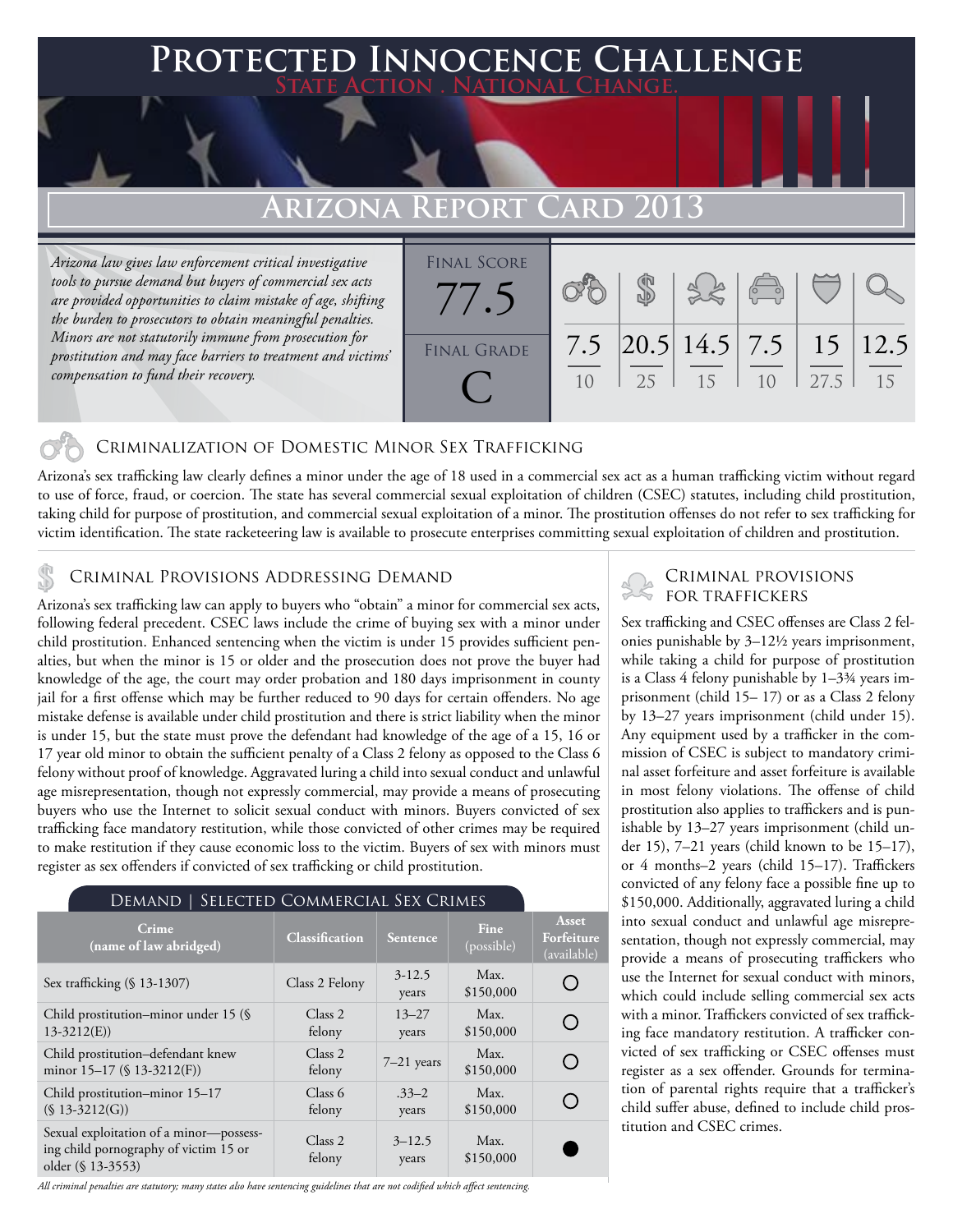# Protected Innocence Challenge

**State Action . National Change.**

## Arizona Report Card 2013

*Arizona law gives law enforcement critical investigative tools to pursue demand but buyers of commercial sex acts are provided opportunities to claim mistake of age, shifting the burden to prosecutors to obtain meaningful penalties. Minors are not statutorily immune from prosecution for prostitution and may face barriers to treatment and victims' compensation to fund their recovery.*

| Final Score | Final Grade |
|---|---|
| 77.5 | C |

| Criminalization of Domestic Minor Sex Trafficking | Criminal Provisions Addressing Demand | Criminal Provisions for Traffickers | Criminal Provisions for Facilitators | Protective Provisions for the Child Victims | Criminal Justice Tools for Investigation and Prosecutions |
|---|---|---|---|---|---|
| 7.5 / 10 | 20.5 / 25 | 14.5 / 15 | 7.5 / 10 | 15 / 27.5 | 12.5 / 15 |

### Criminalization of Domestic Minor Sex Trafficking

Arizona's sex trafficking law clearly defines a minor under the age of 18 used in a commercial sex act as a human trafficking victim without regard to use of force, fraud, or coercion. The state has several commercial sexual exploitation of children (CSEC) statutes, including child prostitution, taking child for purpose of prostitution, and commercial sexual exploitation of a minor. The prostitution offenses do not refer to sex trafficking for victim identification. The state racketeering law is available to prosecute enterprises committing sexual exploitation of children and prostitution.

### Criminal Provisions Addressing Demand

Arizona's sex trafficking law can apply to buyers who "obtain" a minor for commercial sex acts, following federal precedent. CSEC laws include the crime of buying sex with a minor under child prostitution. Enhanced sentencing when the victim is under 15 provides sufficient penalties, but when the minor is 15 or older and the prosecution does not prove the buyer had knowledge of the age, the court may order probation and 180 days imprisonment in county jail for a first offense which may be further reduced to 90 days for certain offenders. No age mistake defense is available under child prostitution and there is strict liability when the minor is under 15, but the state must prove the defendant had knowledge of the age of a 15, 16 or 17 year old minor to obtain the sufficient penalty of a Class 2 felony as opposed to the Class 6 felony without proof of knowledge. Aggravated luring a child into sexual conduct and unlawful age misrepresentation, though not expressly commercial, may provide a means of prosecuting buyers who use the Internet to solicit sexual conduct with minors. Buyers convicted of sex trafficking face mandatory restitution, while those convicted of other crimes may be required to make restitution if they cause economic loss to the victim. Buyers of sex with minors must register as sex offenders if convicted of sex trafficking or child prostitution.

**Demand | Selected Commercial Sex Crimes**

| Crime (name of law abridged) | Classification | Sentence | Fine (possible) | Asset Forfeiture (available) |
|---|---|---|---|---|
| Sex trafficking (§ 13-1307) | Class 2 Felony | 3-12.5 years | Max. $150,000 | ○ |
| Child prostitution–minor under 15 (§ 13-3212(E)) | Class 2 felony | 13–27 years | Max. $150,000 | ○ |
| Child prostitution–defendant knew minor 15–17 (§ 13-3212(F)) | Class 2 felony | 7–21 years | Max. $150,000 | ○ |
| Child prostitution–minor 15–17 (§ 13-3212(G)) | Class 6 felony | .33–2 years | Max. $150,000 | ○ |
| Sexual exploitation of a minor—possessing child pornography of victim 15 or older (§ 13-3553) | Class 2 felony | 3–12.5 years | Max. $150,000 | ● |

*All criminal penalties are statutory; many states also have sentencing guidelines that are not codified which affect sentencing.*

### Criminal Provisions for Traffickers

Sex trafficking and CSEC offenses are Class 2 felonies punishable by 3–12½ years imprisonment, while taking a child for purpose of prostitution is a Class 4 felony punishable by 1–3¾ years imprisonment (child 15– 17) or as a Class 2 felony by 13–27 years imprisonment (child under 15). Any equipment used by a trafficker in the commission of CSEC is subject to mandatory criminal asset forfeiture and asset forfeiture is available in most felony violations. The offense of child prostitution also applies to traffickers and is punishable by 13–27 years imprisonment (child under 15), 7–21 years (child known to be 15–17), or 4 months–2 years (child 15–17). Traffickers convicted of any felony face a possible fine up to $150,000. Additionally, aggravated luring a child into sexual conduct and unlawful age misrepresentation, though not expressly commercial, may provide a means of prosecuting traffickers who use the Internet for sexual conduct with minors, which could include selling commercial sex acts with a minor. Traffickers convicted of sex trafficking face mandatory restitution. A trafficker convicted of sex trafficking or CSEC offenses must register as a sex offender. Grounds for termination of parental rights require that a trafficker's child suffer abuse, defined to include child prostitution and CSEC crimes.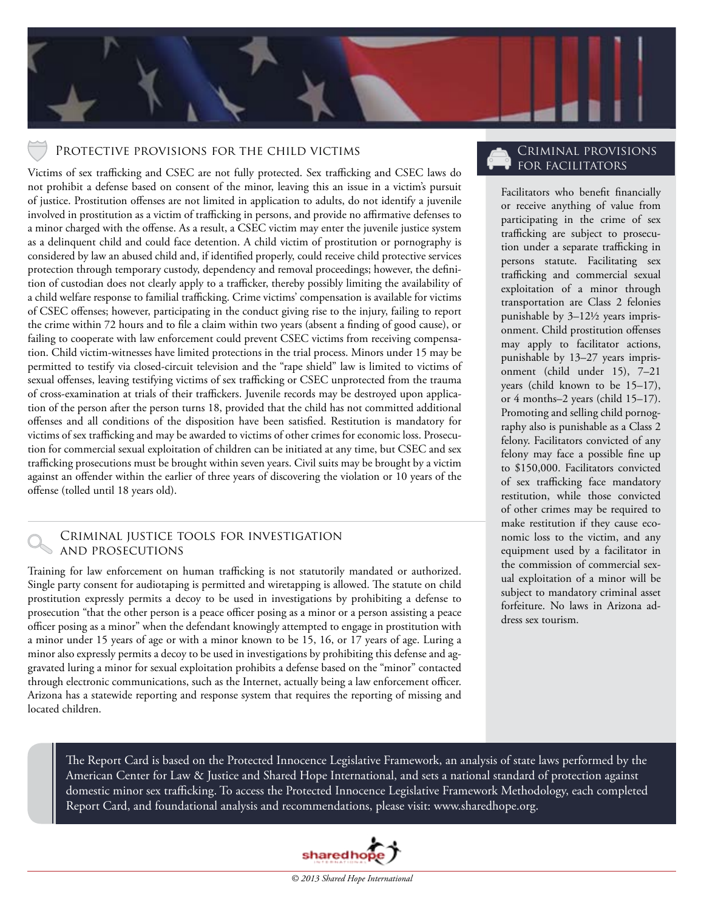## Protective provisions for the child victims

Victims of sex trafficking and CSEC are not fully protected. Sex trafficking and CSEC laws do not prohibit a defense based on consent of the minor, leaving this an issue in a victim's pursuit of justice. Prostitution offenses are not limited in application to adults, do not identify a juvenile involved in prostitution as a victim of trafficking in persons, and provide no affirmative defenses to a minor charged with the offense. As a result, a CSEC victim may enter the juvenile justice system as a delinquent child and could face detention. A child victim of prostitution or pornography is considered by law an abused child and, if identified properly, could receive child protective services protection through temporary custody, dependency and removal proceedings; however, the definition of custodian does not clearly apply to a trafficker, thereby possibly limiting the availability of a child welfare response to familial trafficking. Crime victims' compensation is available for victims of CSEC offenses; however, participating in the conduct giving rise to the injury, failing to report the crime within 72 hours and to file a claim within two years (absent a finding of good cause), or failing to cooperate with law enforcement could prevent CSEC victims from receiving compensation. Child victim-witnesses have limited protections in the trial process. Minors under 15 may be permitted to testify via closed-circuit television and the "rape shield" law is limited to victims of sexual offenses, leaving testifying victims of sex trafficking or CSEC unprotected from the trauma of cross-examination at trials of their traffickers. Juvenile records may be destroyed upon application of the person after the person turns 18, provided that the child has not committed additional offenses and all conditions of the disposition have been satisfied. Restitution is mandatory for victims of sex trafficking and may be awarded to victims of other crimes for economic loss. Prosecution for commercial sexual exploitation of children can be initiated at any time, but CSEC and sex trafficking prosecutions must be brought within seven years. Civil suits may be brought by a victim against an offender within the earlier of three years of discovering the violation or 10 years of the offense (tolled until 18 years old).

## Criminal justice tools for investigation and prosecutions

Training for law enforcement on human trafficking is not statutorily mandated or authorized. Single party consent for audiotaping is permitted and wiretapping is allowed. The statute on child prostitution expressly permits a decoy to be used in investigations by prohibiting a defense to prosecution "that the other person is a peace officer posing as a minor or a person assisting a peace officer posing as a minor" when the defendant knowingly attempted to engage in prostitution with a minor under 15 years of age or with a minor known to be 15, 16, or 17 years of age. Luring a minor also expressly permits a decoy to be used in investigations by prohibiting this defense and aggravated luring a minor for sexual exploitation prohibits a defense based on the "minor" contacted through electronic communications, such as the Internet, actually being a law enforcement officer. Arizona has a statewide reporting and response system that requires the reporting of missing and located children.

## Criminal provisions for facilitators

Facilitators who benefit financially or receive anything of value from participating in the crime of sex trafficking are subject to prosecution under a separate trafficking in persons statute. Facilitating sex trafficking and commercial sexual exploitation of a minor through transportation are Class 2 felonies punishable by 3–12½ years imprisonment. Child prostitution offenses may apply to facilitator actions, punishable by 13–27 years imprisonment (child under 15), 7–21 years (child known to be 15–17), or 4 months–2 years (child 15–17). Promoting and selling child pornography also is punishable as a Class 2 felony. Facilitators convicted of any felony may face a possible fine up to $150,000. Facilitators convicted of sex trafficking face mandatory restitution, while those convicted of other crimes may be required to make restitution if they cause economic loss to the victim, and any equipment used by a facilitator in the commission of commercial sexual exploitation of a minor will be subject to mandatory criminal asset forfeiture. No laws in Arizona address sex tourism.

The Report Card is based on the Protected Innocence Legislative Framework, an analysis of state laws performed by the American Center for Law & Justice and Shared Hope International, and sets a national standard of protection against domestic minor sex trafficking. To access the Protected Innocence Legislative Framework Methodology, each completed Report Card, and foundational analysis and recommendations, please visit: www.sharedhope.org.

*© 2013 Shared Hope International*